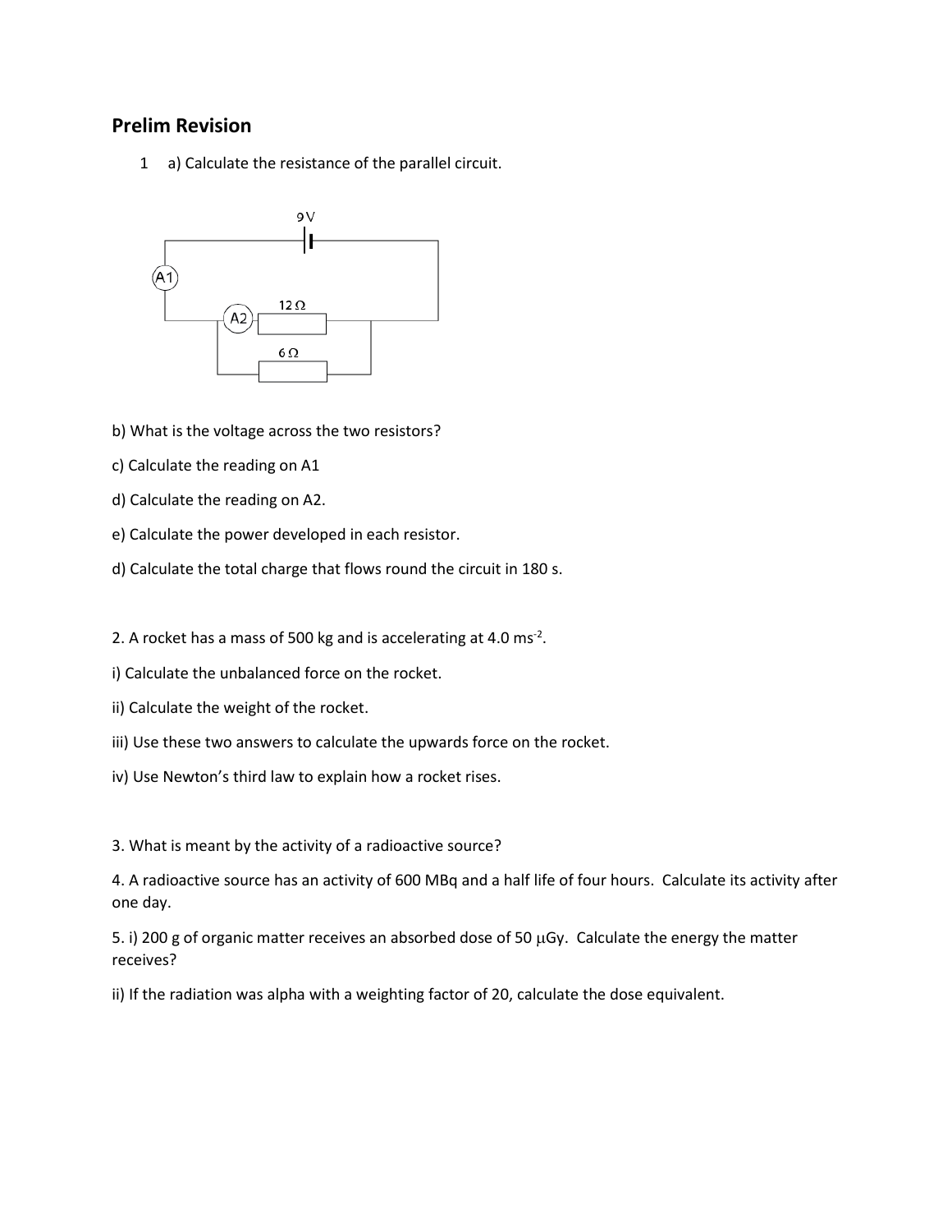# Prelim Revision

1 a) Calculate the resistance of the parallel circuit.

b) What is the voltage across the two resistors?

c) Calculate the reading on A1

d) Calculate the reading on A2.

e) Calculate the power developed in each resistor.

d) Calculate the total charge that flows round the circuit in 180 s.

2. A rocket has a mass of 500 kg and is accelerating at 4.0 $ms^{-2}$.

i) Calculate the unbalanced force on the rocket.

ii) Calculate the weight of the rocket.

iii) Use these two answers to calculate the upwards force on the rocket.

iv) Use Newton's third law to explain how a rocket rises.

3. What is meant by the activity of a radioactive source?

4. A radioactive source has an activity of 600 MBq and a half life of four hours. Calculate its activity after one day.

5. i) 200 g of organic matter receives an absorbed dose of 50 $\mu$Gy. Calculate the energy the matter receives?

ii) If the radiation was alpha with a weighting factor of 20, calculate the dose equivalent.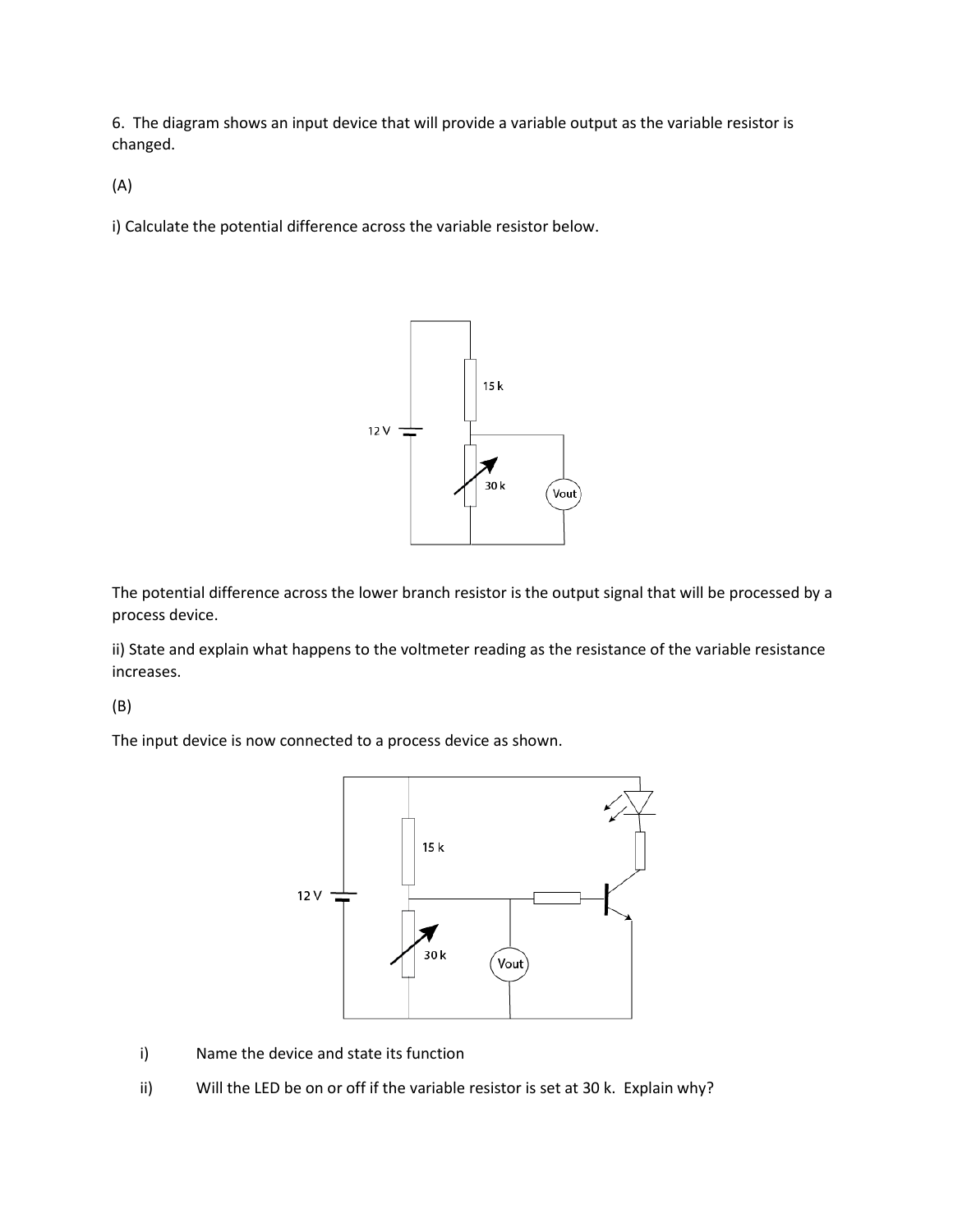6. The diagram shows an input device that will provide a variable output as the variable resistor is changed.

(A)

i) Calculate the potential difference across the variable resistor below.

The potential difference across the lower branch resistor is the output signal that will be processed by a process device.

ii) State and explain what happens to the voltmeter reading as the resistance of the variable resistance increases.

(B)

The input device is now connected to a process device as shown.

i) Name the device and state its function

ii) Will the LED be on or off if the variable resistor is set at 30 k. Explain why?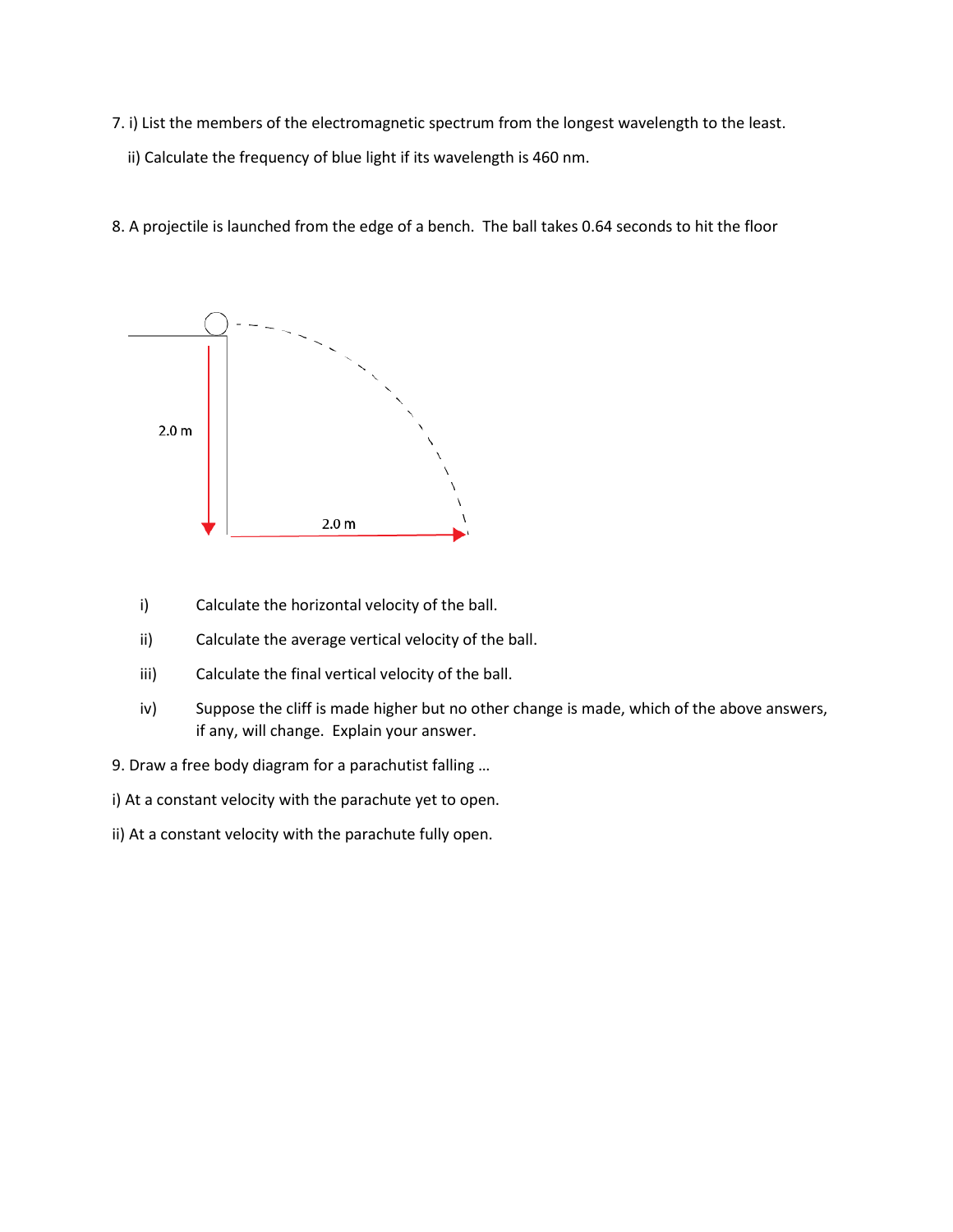7. i) List the members of the electromagnetic spectrum from the longest wavelength to the least.

   ii) Calculate the frequency of blue light if its wavelength is 460 nm.

8. A projectile is launched from the edge of a bench. The ball takes 0.64 seconds to hit the floor

2.0 m

2.0 m

   i) Calculate the horizontal velocity of the ball.

   ii) Calculate the average vertical velocity of the ball.

   iii) Calculate the final vertical velocity of the ball.

   iv) Suppose the cliff is made higher but no other change is made, which of the above answers, if any, will change. Explain your answer.

9. Draw a free body diagram for a parachutist falling …

i) At a constant velocity with the parachute yet to open.

ii) At a constant velocity with the parachute fully open.